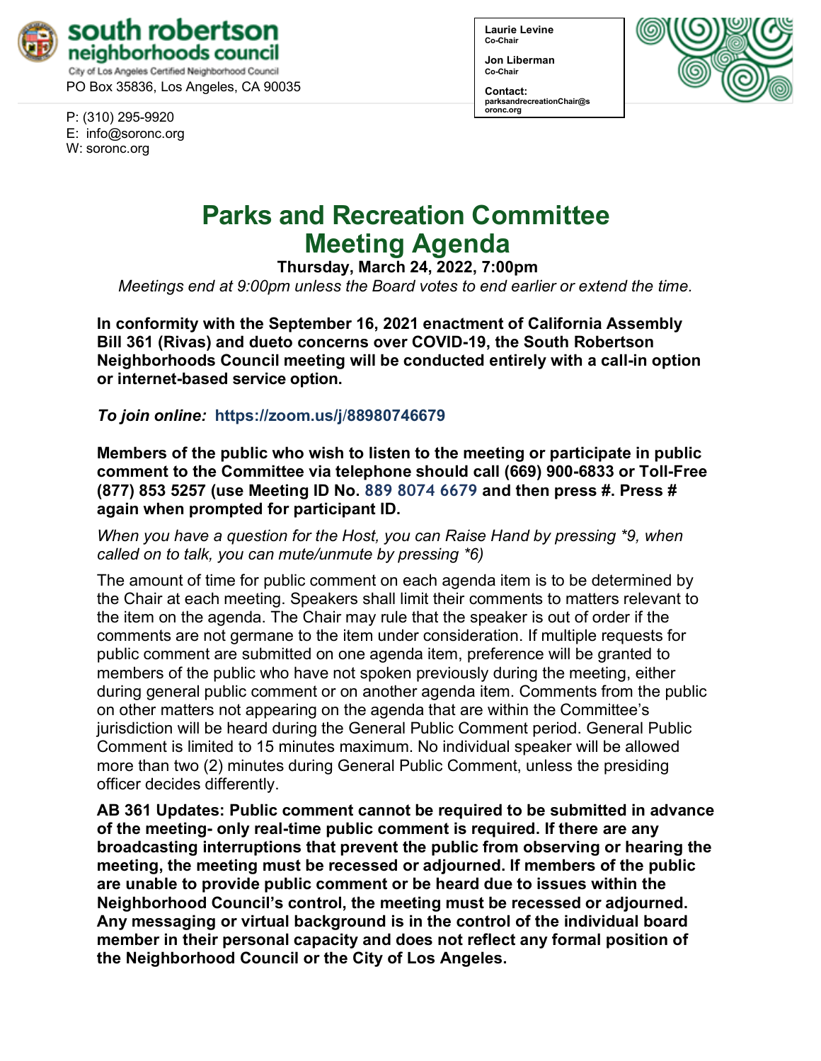**south robertson neighborhoods council**
City of Los Angeles Certified Neighborhood Council
PO Box 35836, Los Angeles, CA 90035

P: (310) 295-9920
E: info@soronc.org
W: soronc.org

**Laurie Levine**
Co-Chair

**Jon Liberman**
Co-Chair

**Contact:**
parksandrecreationChair@soronc.org

# Parks and Recreation Committee Meeting Agenda

**Thursday, March 24, 2022, 7:00pm**

*Meetings end at 9:00pm unless the Board votes to end earlier or extend the time.*

**In conformity with the September 16, 2021 enactment of California Assembly Bill 361 (Rivas) and dueto concerns over COVID-19, the South Robertson Neighborhoods Council meeting will be conducted entirely with a call-in option or internet-based service option.**

***To join online:* https://zoom.us/j/88980746679**

**Members of the public who wish to listen to the meeting or participate in public comment to the Committee via telephone should call (669) 900-6833 or Toll-Free (877) 853 5257 (use Meeting ID No. 889 8074 6679 and then press #. Press # again when prompted for participant ID.**

*When you have a question for the Host, you can Raise Hand by pressing *9, when called on to talk, you can mute/unmute by pressing *6)*

The amount of time for public comment on each agenda item is to be determined by the Chair at each meeting. Speakers shall limit their comments to matters relevant to the item on the agenda. The Chair may rule that the speaker is out of order if the comments are not germane to the item under consideration. If multiple requests for public comment are submitted on one agenda item, preference will be granted to members of the public who have not spoken previously during the meeting, either during general public comment or on another agenda item. Comments from the public on other matters not appearing on the agenda that are within the Committee's jurisdiction will be heard during the General Public Comment period. General Public Comment is limited to 15 minutes maximum. No individual speaker will be allowed more than two (2) minutes during General Public Comment, unless the presiding officer decides differently.

**AB 361 Updates: Public comment cannot be required to be submitted in advance of the meeting- only real-time public comment is required. If there are any broadcasting interruptions that prevent the public from observing or hearing the meeting, the meeting must be recessed or adjourned. If members of the public are unable to provide public comment or be heard due to issues within the Neighborhood Council's control, the meeting must be recessed or adjourned. Any messaging or virtual background is in the control of the individual board member in their personal capacity and does not reflect any formal position of the Neighborhood Council or the City of Los Angeles.**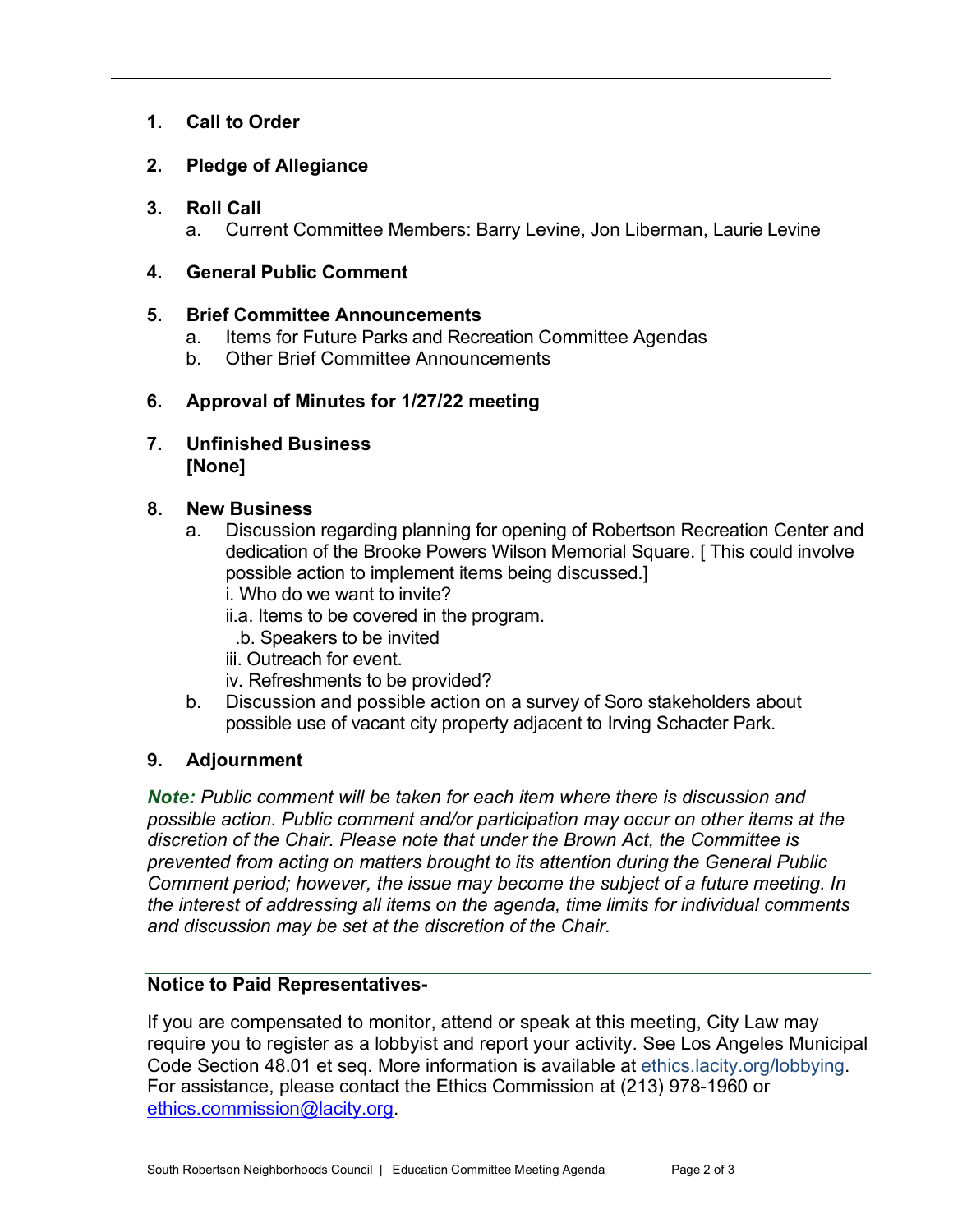1. **Call to Order**

2. **Pledge of Allegiance**

3. **Roll Call**
   a. Current Committee Members: Barry Levine, Jon Liberman, Laurie Levine

4. **General Public Comment**

5. **Brief Committee Announcements**
   a. Items for Future Parks and Recreation Committee Agendas
   b. Other Brief Committee Announcements

6. **Approval of Minutes for 1/27/22 meeting**

7. **Unfinished Business**
   **[None]**

8. **New Business**
   a. Discussion regarding planning for opening of Robertson Recreation Center and dedication of the Brooke Powers Wilson Memorial Square. [ This could involve possible action to implement items being discussed.]
      i. Who do we want to invite?
      ii.a. Items to be covered in the program.
        .b. Speakers to be invited
      iii. Outreach for event.
      iv. Refreshments to be provided?
   b. Discussion and possible action on a survey of Soro stakeholders about possible use of vacant city property adjacent to Irving Schacter Park.

9. **Adjournment**

***Note:*** *Public comment will be taken for each item where there is discussion and possible action. Public comment and/or participation may occur on other items at the discretion of the Chair. Please note that under the Brown Act, the Committee is prevented from acting on matters brought to its attention during the General Public Comment period; however, the issue may become the subject of a future meeting. In the interest of addressing all items on the agenda, time limits for individual comments and discussion may be set at the discretion of the Chair.*

---

**Notice to Paid Representatives-**

If you are compensated to monitor, attend or speak at this meeting, City Law may require you to register as a lobbyist and report your activity. See Los Angeles Municipal Code Section 48.01 et seq. More information is available at ethics.lacity.org/lobbying. For assistance, please contact the Ethics Commission at (213) 978-1960 or ethics.commission@lacity.org.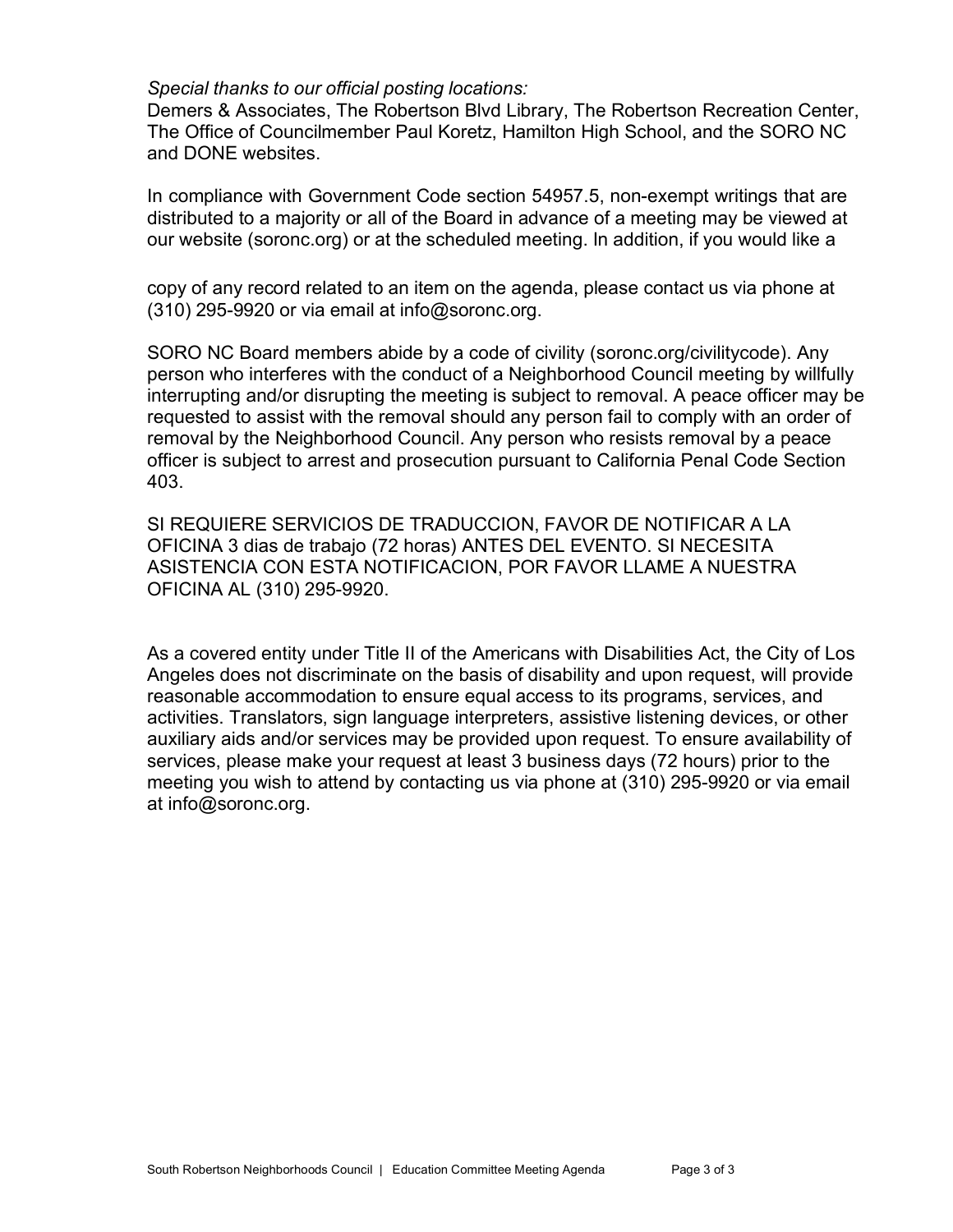*Special thanks to our official posting locations:*
Demers & Associates, The Robertson Blvd Library, The Robertson Recreation Center, The Office of Councilmember Paul Koretz, Hamilton High School, and the SORO NC and DONE websites.

In compliance with Government Code section 54957.5, non-exempt writings that are distributed to a majority or all of the Board in advance of a meeting may be viewed at our website (soronc.org) or at the scheduled meeting. In addition, if you would like a copy of any record related to an item on the agenda, please contact us via phone at (310) 295-9920 or via email at info@soronc.org.

SORO NC Board members abide by a code of civility (soronc.org/civilitycode). Any person who interferes with the conduct of a Neighborhood Council meeting by willfully interrupting and/or disrupting the meeting is subject to removal. A peace officer may be requested to assist with the removal should any person fail to comply with an order of removal by the Neighborhood Council. Any person who resists removal by a peace officer is subject to arrest and prosecution pursuant to California Penal Code Section 403.

SI REQUIERE SERVICIOS DE TRADUCCION, FAVOR DE NOTIFICAR A LA OFICINA 3 dias de trabajo (72 horas) ANTES DEL EVENTO. SI NECESITA ASISTENCIA CON ESTA NOTIFICACION, POR FAVOR LLAME A NUESTRA OFICINA AL (310) 295-9920.

As a covered entity under Title II of the Americans with Disabilities Act, the City of Los Angeles does not discriminate on the basis of disability and upon request, will provide reasonable accommodation to ensure equal access to its programs, services, and activities. Translators, sign language interpreters, assistive listening devices, or other auxiliary aids and/or services may be provided upon request. To ensure availability of services, please make your request at least 3 business days (72 hours) prior to the meeting you wish to attend by contacting us via phone at (310) 295-9920 or via email at info@soronc.org.